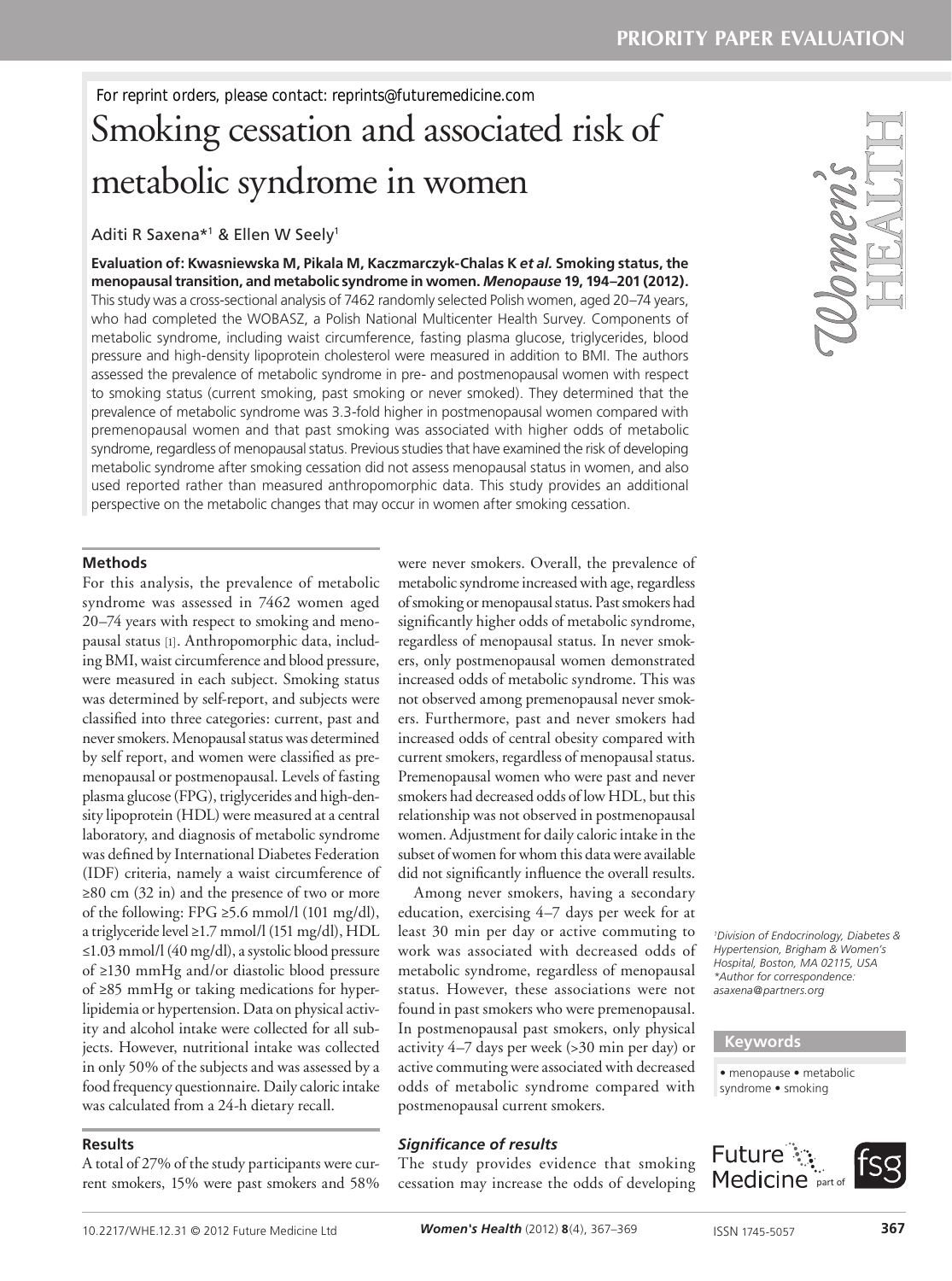For reprint orders, please contact: reprints@futuremedicine.com

# Smoking cessation and associated risk of metabolic syndrome in women

Aditi R Saxena*[1] & Ellen W Seely[1]

**Evaluation of: Kwasniewska M, Pikala M, Kaczmarczyk-Chalas K *et al.* Smoking status, the menopausal transition, and metabolic syndrome in women. *Menopause* 19, 194–201 (2012).** This study was a cross-sectional analysis of 7462 randomly selected Polish women, aged 20–74 years, who had completed the WOBASZ, a Polish National Multicenter Health Survey. Components of metabolic syndrome, including waist circumference, fasting plasma glucose, triglycerides, blood pressure and high-density lipoprotein cholesterol were measured in addition to BMI. The authors assessed the prevalence of metabolic syndrome in pre- and postmenopausal women with respect to smoking status (current smoking, past smoking or never smoked). They determined that the prevalence of metabolic syndrome was 3.3-fold higher in postmenopausal women compared with premenopausal women and that past smoking was associated with higher odds of metabolic syndrome, regardless of menopausal status. Previous studies that have examined the risk of developing metabolic syndrome after smoking cessation did not assess menopausal status in women, and also used reported rather than measured anthropomorphic data. This study provides an additional perspective on the metabolic changes that may occur in women after smoking cessation.

## Methods

For this analysis, the prevalence of metabolic syndrome was assessed in 7462 women aged 20–74 years with respect to smoking and menopausal status [1]. Anthropomorphic data, including BMI, waist circumference and blood pressure, were measured in each subject. Smoking status was determined by self-report, and subjects were classified into three categories: current, past and never smokers. Menopausal status was determined by self report, and women were classified as premenopausal or postmenopausal. Levels of fasting plasma glucose (FPG), triglycerides and high-density lipoprotein (HDL) were measured at a central laboratory, and diagnosis of metabolic syndrome was defined by International Diabetes Federation (IDF) criteria, namely a waist circumference of ≥80 cm (32 in) and the presence of two or more of the following: FPG ≥5.6 mmol/l (101 mg/dl), a triglyceride level ≥1.7 mmol/l (151 mg/dl), HDL ≤1.03 mmol/l (40 mg/dl), a systolic blood pressure of ≥130 mmHg and/or diastolic blood pressure of ≥85 mmHg or taking medications for hyperlipidemia or hypertension. Data on physical activity and alcohol intake were collected for all subjects. However, nutritional intake was collected in only 50% of the subjects and was assessed by a food frequency questionnaire. Daily caloric intake was calculated from a 24-h dietary recall.

## Results

A total of 27% of the study participants were current smokers, 15% were past smokers and 58% were never smokers. Overall, the prevalence of metabolic syndrome increased with age, regardless of smoking or menopausal status. Past smokers had significantly higher odds of metabolic syndrome, regardless of menopausal status. In never smokers, only postmenopausal women demonstrated increased odds of metabolic syndrome. This was not observed among premenopausal never smokers. Furthermore, past and never smokers had increased odds of central obesity compared with current smokers, regardless of menopausal status. Premenopausal women who were past and never smokers had decreased odds of low HDL, but this relationship was not observed in postmenopausal women. Adjustment for daily caloric intake in the subset of women for whom this data were available did not significantly influence the overall results.

Among never smokers, having a secondary education, exercising 4–7 days per week for at least 30 min per day or active commuting to work was associated with decreased odds of metabolic syndrome, regardless of menopausal status. However, these associations were not found in past smokers who were premenopausal. In postmenopausal past smokers, only physical activity 4–7 days per week (>30 min per day) or active commuting were associated with decreased odds of metabolic syndrome compared with postmenopausal current smokers.

### *Significance of results*

The study provides evidence that smoking cessation may increase the odds of developing

[1]Division of Endocrinology, Diabetes & Hypertension, Brigham & Women's Hospital, Boston, MA 02115, USA
*Author for correspondence: asaxena@partners.org

**Keywords**

- menopause • metabolic syndrome • smoking

10.2217/WHE.12.31 © 2012 Future Medicine Ltd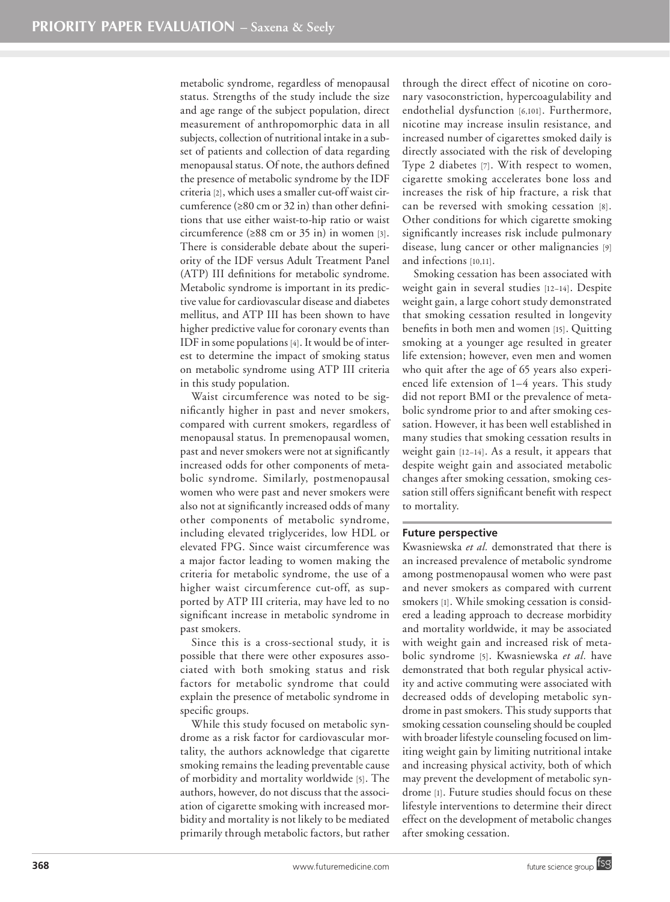metabolic syndrome, regardless of menopausal status. Strengths of the study include the size and age range of the subject population, direct measurement of anthropomorphic data in all subjects, collection of nutritional intake in a subset of patients and collection of data regarding menopausal status. Of note, the authors defined the presence of metabolic syndrome by the IDF criteria [2], which uses a smaller cut-off waist circumference (≥80 cm or 32 in) than other definitions that use either waist-to-hip ratio or waist circumference (≥88 cm or 35 in) in women [3]. There is considerable debate about the superiority of the IDF versus Adult Treatment Panel (ATP) III definitions for metabolic syndrome. Metabolic syndrome is important in its predictive value for cardiovascular disease and diabetes mellitus, and ATP III has been shown to have higher predictive value for coronary events than IDF in some populations [4]. It would be of interest to determine the impact of smoking status on metabolic syndrome using ATP III criteria in this study population.

Waist circumference was noted to be significantly higher in past and never smokers, compared with current smokers, regardless of menopausal status. In premenopausal women, past and never smokers were not at significantly increased odds for other components of metabolic syndrome. Similarly, postmenopausal women who were past and never smokers were also not at significantly increased odds of many other components of metabolic syndrome, including elevated triglycerides, low HDL or elevated FPG. Since waist circumference was a major factor leading to women making the criteria for metabolic syndrome, the use of a higher waist circumference cut-off, as supported by ATP III criteria, may have led to no significant increase in metabolic syndrome in past smokers.

Since this is a cross-sectional study, it is possible that there were other exposures associated with both smoking status and risk factors for metabolic syndrome that could explain the presence of metabolic syndrome in specific groups.

While this study focused on metabolic syndrome as a risk factor for cardiovascular mortality, the authors acknowledge that cigarette smoking remains the leading preventable cause of morbidity and mortality worldwide [5]. The authors, however, do not discuss that the association of cigarette smoking with increased morbidity and mortality is not likely to be mediated primarily through metabolic factors, but rather through the direct effect of nicotine on coronary vasoconstriction, hypercoagulability and endothelial dysfunction [6,101]. Furthermore, nicotine may increase insulin resistance, and increased number of cigarettes smoked daily is directly associated with the risk of developing Type 2 diabetes [7]. With respect to women, cigarette smoking accelerates bone loss and increases the risk of hip fracture, a risk that can be reversed with smoking cessation [8]. Other conditions for which cigarette smoking significantly increases risk include pulmonary disease, lung cancer or other malignancies [9] and infections [10,11].

Smoking cessation has been associated with weight gain in several studies [12–14]. Despite weight gain, a large cohort study demonstrated that smoking cessation resulted in longevity benefits in both men and women [15]. Quitting smoking at a younger age resulted in greater life extension; however, even men and women who quit after the age of 65 years also experienced life extension of 1–4 years. This study did not report BMI or the prevalence of metabolic syndrome prior to and after smoking cessation. However, it has been well established in many studies that smoking cessation results in weight gain [12–14]. As a result, it appears that despite weight gain and associated metabolic changes after smoking cessation, smoking cessation still offers significant benefit with respect to mortality.

## Future perspective

Kwasniewska *et al.* demonstrated that there is an increased prevalence of metabolic syndrome among postmenopausal women who were past and never smokers as compared with current smokers [1]. While smoking cessation is considered a leading approach to decrease morbidity and mortality worldwide, it may be associated with weight gain and increased risk of metabolic syndrome [5]. Kwasniewska *et al.* have demonstrated that both regular physical activity and active commuting were associated with decreased odds of developing metabolic syndrome in past smokers. This study supports that smoking cessation counseling should be coupled with broader lifestyle counseling focused on limiting weight gain by limiting nutritional intake and increasing physical activity, both of which may prevent the development of metabolic syndrome [1]. Future studies should focus on these lifestyle interventions to determine their direct effect on the development of metabolic changes after smoking cessation.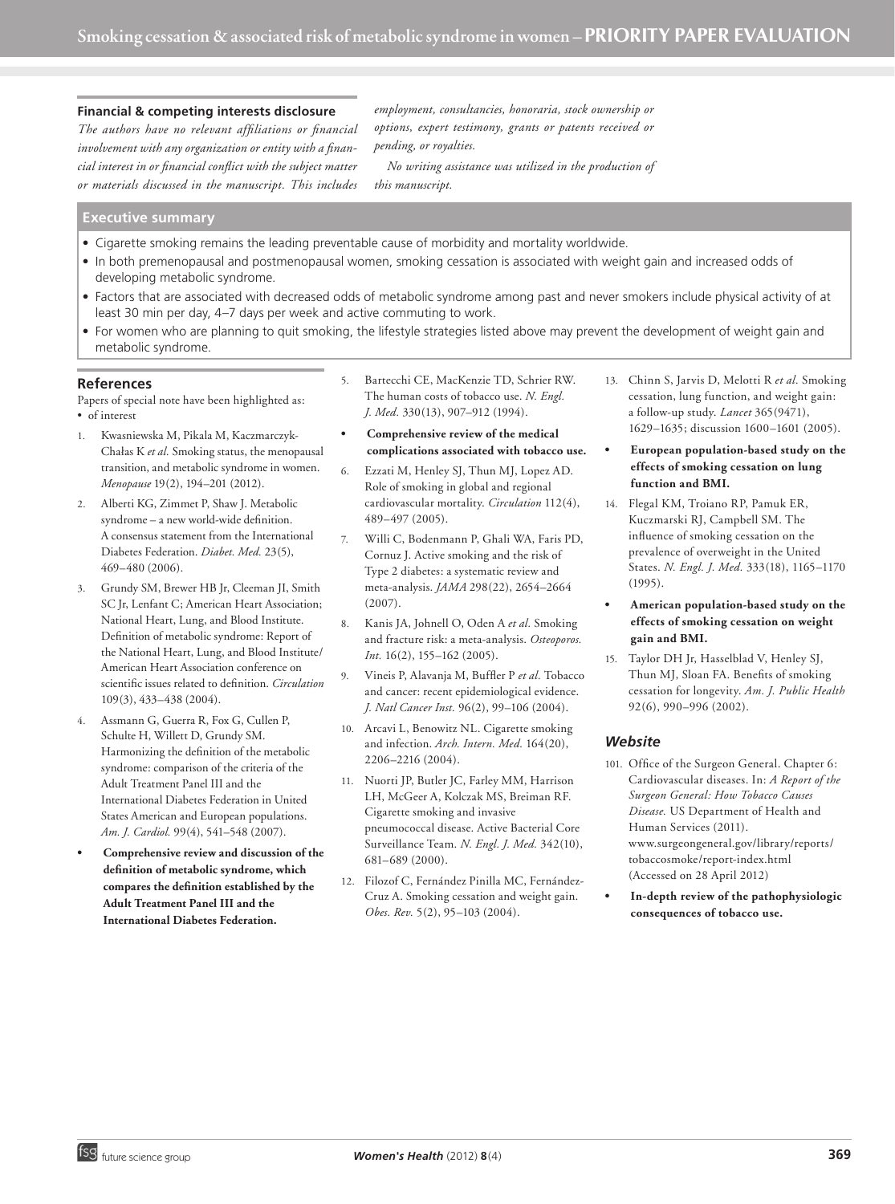## Financial & competing interests disclosure

*The authors have no relevant affiliations or financial involvement with any organization or entity with a financial interest in or financial conflict with the subject matter or materials discussed in the manuscript. This includes employment, consultancies, honoraria, stock ownership or options, expert testimony, grants or patents received or pending, or royalties.*

*No writing assistance was utilized in the production of this manuscript.*

## Executive summary

- Cigarette smoking remains the leading preventable cause of morbidity and mortality worldwide.
- In both premenopausal and postmenopausal women, smoking cessation is associated with weight gain and increased odds of developing metabolic syndrome.
- Factors that are associated with decreased odds of metabolic syndrome among past and never smokers include physical activity of at least 30 min per day, 4–7 days per week and active commuting to work.
- For women who are planning to quit smoking, the lifestyle strategies listed above may prevent the development of weight gain and metabolic syndrome.

## References

Papers of special note have been highlighted as:
• of interest

1. Kwasniewska M, Pikala M, Kaczmarczyk-Chałas K *et al.* Smoking status, the menopausal transition, and metabolic syndrome in women. *Menopause* 19(2), 194–201 (2012).
2. Alberti KG, Zimmet P, Shaw J. Metabolic syndrome – a new world-wide definition. A consensus statement from the International Diabetes Federation. *Diabet. Med.* 23(5), 469–480 (2006).
3. Grundy SM, Brewer HB Jr, Cleeman JI, Smith SC Jr, Lenfant C; American Heart Association; National Heart, Lung, and Blood Institute. Definition of metabolic syndrome: Report of the National Heart, Lung, and Blood Institute/American Heart Association conference on scientific issues related to definition. *Circulation* 109(3), 433–438 (2004).
4. Assmann G, Guerra R, Fox G, Cullen P, Schulte H, Willett D, Grundy SM. Harmonizing the definition of the metabolic syndrome: comparison of the criteria of the Adult Treatment Panel III and the International Diabetes Federation in United States American and European populations. *Am. J. Cardiol.* 99(4), 541–548 (2007).
   - **Comprehensive review and discussion of the definition of metabolic syndrome, which compares the definition established by the Adult Treatment Panel III and the International Diabetes Federation.**
5. Bartecchi CE, MacKenzie TD, Schrier RW. The human costs of tobacco use. *N. Engl. J. Med.* 330(13), 907–912 (1994).
   - **Comprehensive review of the medical complications associated with tobacco use.**
6. Ezzati M, Henley SJ, Thun MJ, Lopez AD. Role of smoking in global and regional cardiovascular mortality. *Circulation* 112(4), 489–497 (2005).
7. Willi C, Bodenmann P, Ghali WA, Faris PD, Cornuz J. Active smoking and the risk of Type 2 diabetes: a systematic review and meta-analysis. *JAMA* 298(22), 2654–2664 (2007).
8. Kanis JA, Johnell O, Oden A *et al.* Smoking and fracture risk: a meta-analysis. *Osteoporos. Int.* 16(2), 155–162 (2005).
9. Vineis P, Alavanja M, Buffler P *et al.* Tobacco and cancer: recent epidemiological evidence. *J. Natl Cancer Inst.* 96(2), 99–106 (2004).
10. Arcavi L, Benowitz NL. Cigarette smoking and infection. *Arch. Intern. Med.* 164(20), 2206–2216 (2004).
11. Nuorti JP, Butler JC, Farley MM, Harrison LH, McGeer A, Kolczak MS, Breiman RF. Cigarette smoking and invasive pneumococcal disease. Active Bacterial Core Surveillance Team. *N. Engl. J. Med.* 342(10), 681–689 (2000).
12. Filozof C, Fernández Pinilla MC, Fernández-Cruz A. Smoking cessation and weight gain. *Obes. Rev.* 5(2), 95–103 (2004).
13. Chinn S, Jarvis D, Melotti R *et al.* Smoking cessation, lung function, and weight gain: a follow-up study. *Lancet* 365(9471), 1629–1635; discussion 1600–1601 (2005).
   - **European population-based study on the effects of smoking cessation on lung function and BMI.**
14. Flegal KM, Troiano RP, Pamuk ER, Kuczmarski RJ, Campbell SM. The influence of smoking cessation on the prevalence of overweight in the United States. *N. Engl. J. Med.* 333(18), 1165–1170 (1995).
   - **American population-based study on the effects of smoking cessation on weight gain and BMI.**
15. Taylor DH Jr, Hasselblad V, Henley SJ, Thun MJ, Sloan FA. Benefits of smoking cessation for longevity. *Am. J. Public Health* 92(6), 990–996 (2002).

### Website

101. Office of the Surgeon General. Chapter 6: Cardiovascular diseases. In: *A Report of the Surgeon General: How Tobacco Causes Disease.* US Department of Health and Human Services (2011). www.surgeongeneral.gov/library/reports/tobaccosmoke/report-index.html (Accessed on 28 April 2012)
   - **In-depth review of the pathophysiologic consequences of tobacco use.**